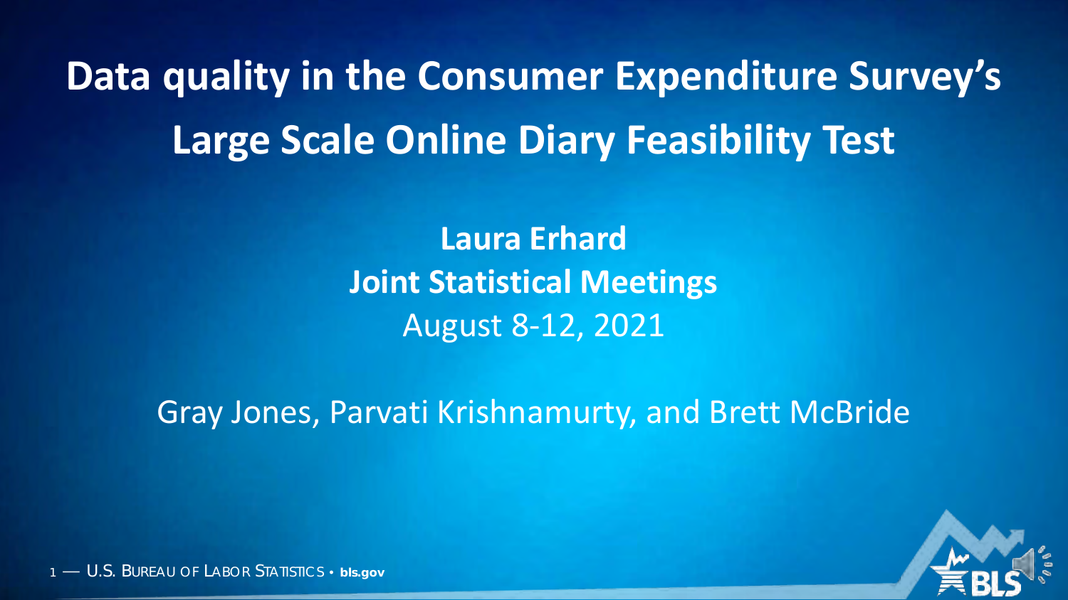# Data quality in the Consumer Expenditure Survey's Large Scale Online Diary Feasibility Test

**Laura Erhard**

**Joint Statistical Meetings**

August 8-12, 2021

Gray Jones, Parvati Krishnamurty, and Brett McBride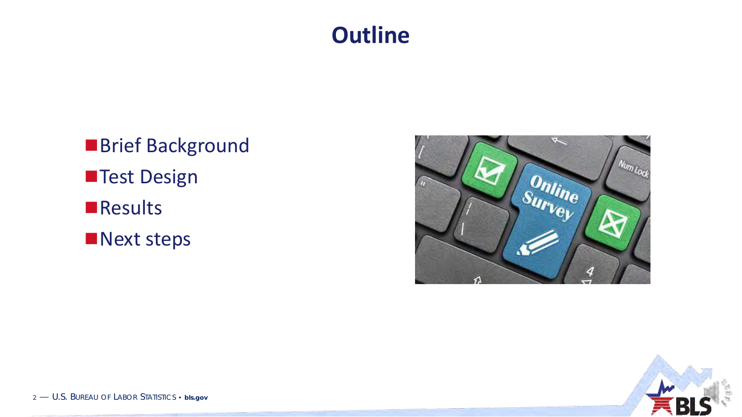# Outline

- Brief Background
- Test Design
- Results
- Next steps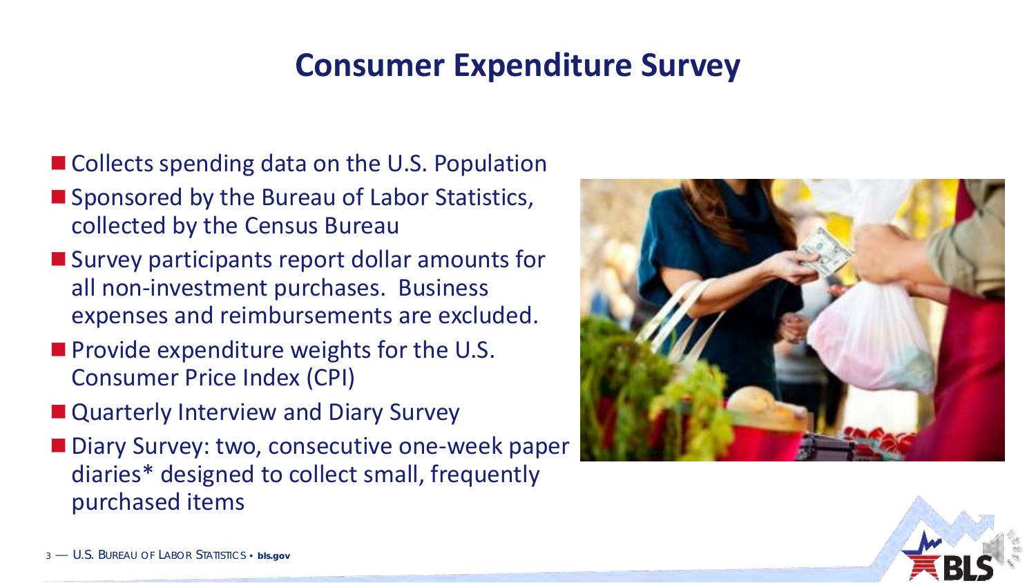# Consumer Expenditure Survey

- Collects spending data on the U.S. Population
- Sponsored by the Bureau of Labor Statistics, collected by the Census Bureau
- Survey participants report dollar amounts for all non-investment purchases. Business expenses and reimbursements are excluded.
- Provide expenditure weights for the U.S. Consumer Price Index (CPI)
- Quarterly Interview and Diary Survey
- Diary Survey: two, consecutive one-week paper diaries* designed to collect small, frequently purchased items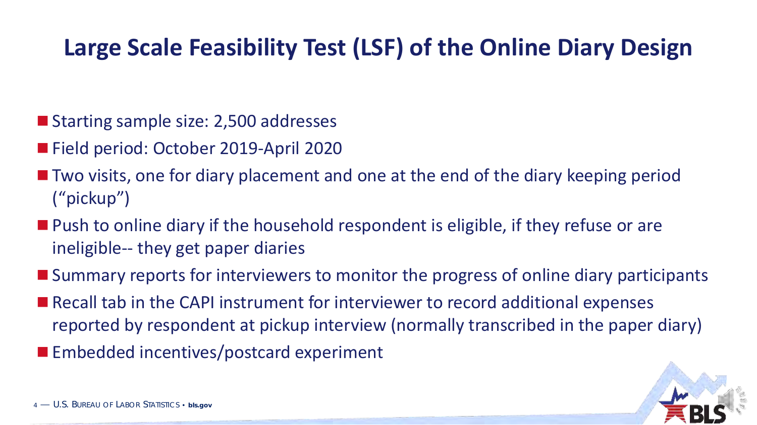# Large Scale Feasibility Test (LSF) of the Online Diary Design

- Starting sample size: 2,500 addresses
- Field period: October 2019-April 2020
- Two visits, one for diary placement and one at the end of the diary keeping period ("pickup")
- Push to online diary if the household respondent is eligible, if they refuse or are ineligible-- they get paper diaries
- Summary reports for interviewers to monitor the progress of online diary participants
- Recall tab in the CAPI instrument for interviewer to record additional expenses reported by respondent at pickup interview (normally transcribed in the paper diary)
- Embedded incentives/postcard experiment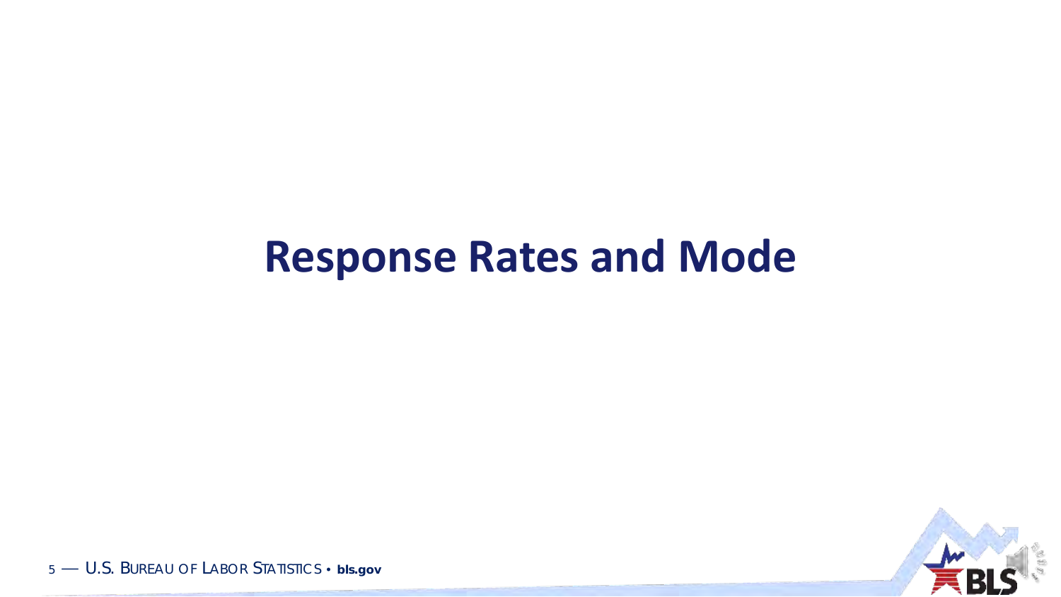# Response Rates and Mode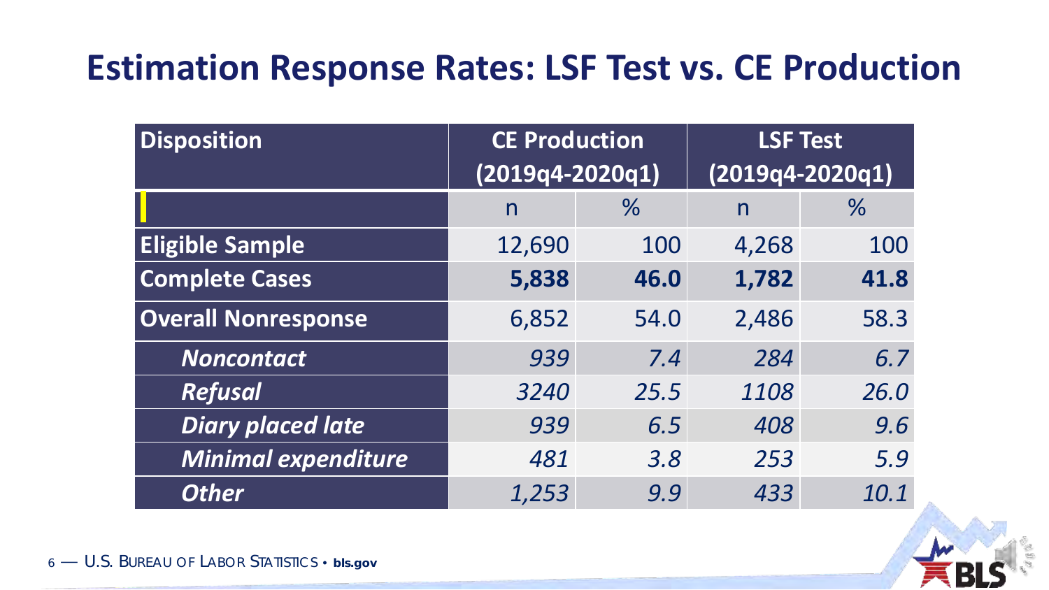# Estimation Response Rates: LSF Test vs. CE Production

| Disposition | CE Production (2019q4-2020q1) | | LSF Test (2019q4-2020q1) | |
|---|---|---|---|---|
| | n | % | n | % |
| **Eligible Sample** | 12,690 | 100 | 4,268 | 100 |
| **Complete Cases** | **5,838** | **46.0** | **1,782** | **41.8** |
| **Overall Nonresponse** | 6,852 | 54.0 | 2,486 | 58.3 |
| ***Noncontact*** | *939* | *7.4* | *284* | *6.7* |
| ***Refusal*** | *3240* | *25.5* | *1108* | *26.0* |
| ***Diary placed late*** | *939* | *6.5* | *408* | *9.6* |
| ***Minimal expenditure*** | *481* | *3.8* | *253* | *5.9* |
| ***Other*** | *1,253* | *9.9* | *433* | *10.1* |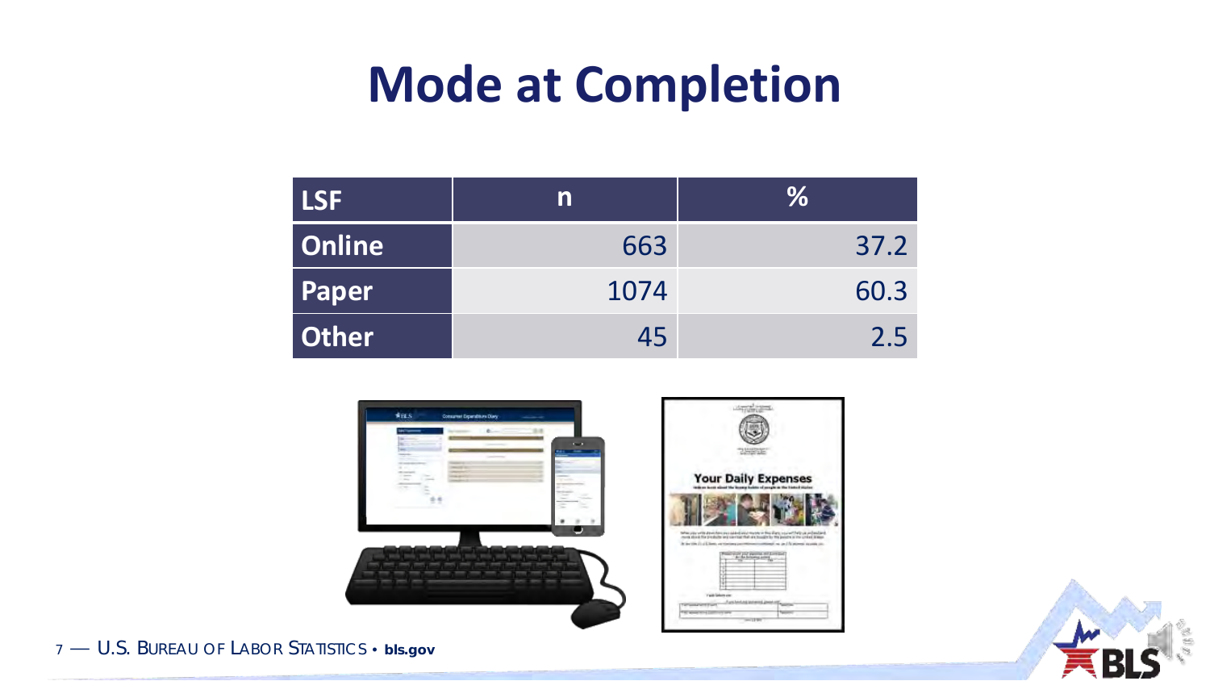# Mode at Completion

| LSF | n | % |
|---|---|---|
| Online | 663 | 37.2 |
| Paper | 1074 | 60.3 |
| Other | 45 | 2.5 |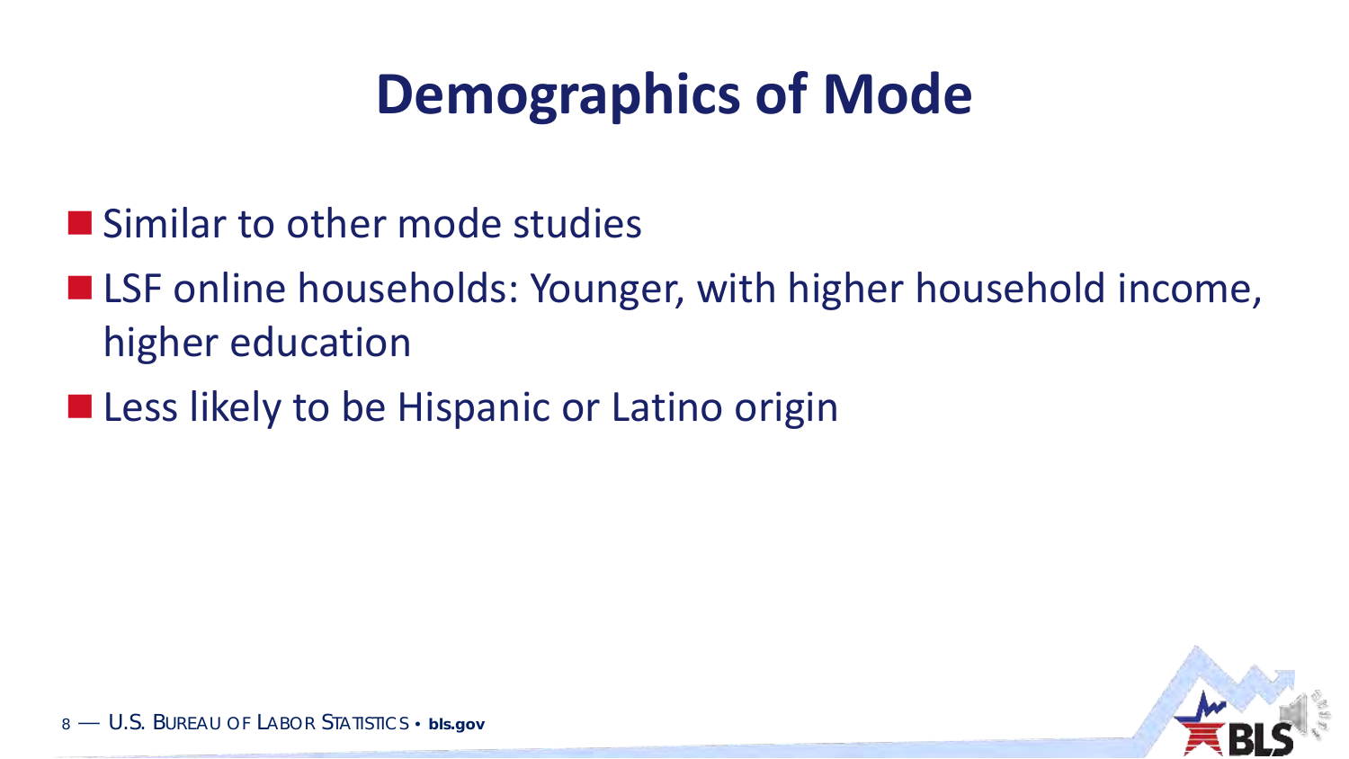# Demographics of Mode

- Similar to other mode studies
- LSF online households: Younger, with higher household income, higher education
- Less likely to be Hispanic or Latino origin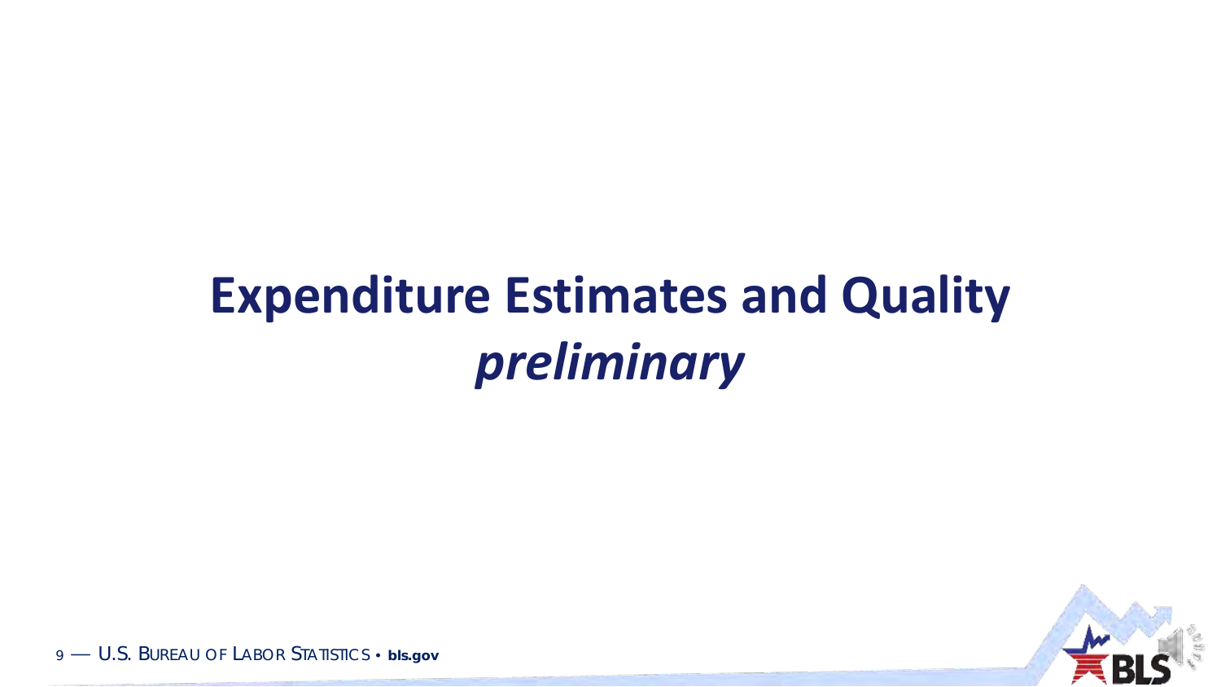# Expenditure Estimates and Quality

## *preliminary*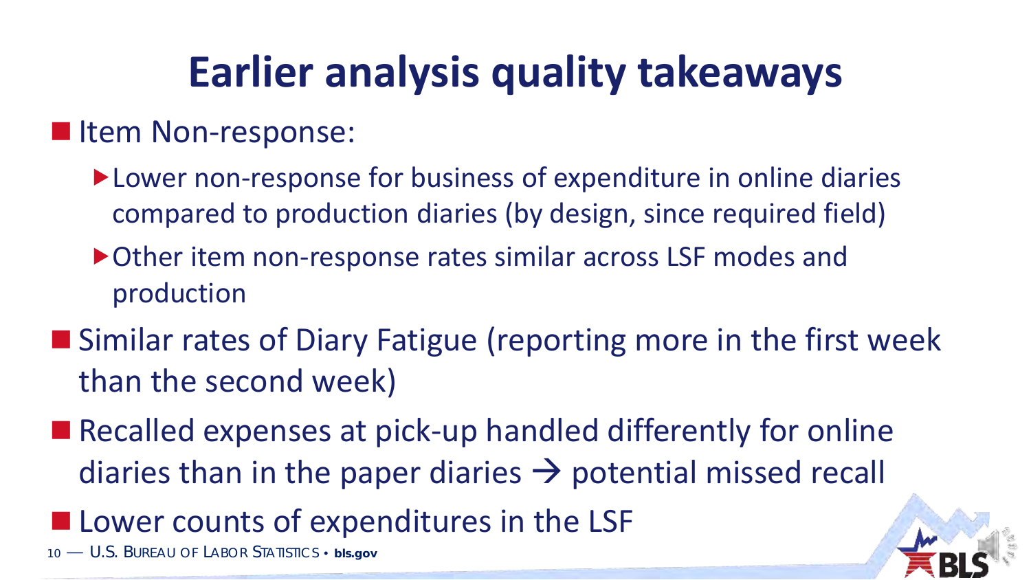# Earlier analysis quality takeaways

- Item Non-response:
  - Lower non-response for business of expenditure in online diaries compared to production diaries (by design, since required field)
  - Other item non-response rates similar across LSF modes and production
- Similar rates of Diary Fatigue (reporting more in the first week than the second week)
- Recalled expenses at pick-up handled differently for online diaries than in the paper diaries → potential missed recall
- Lower counts of expenditures in the LSF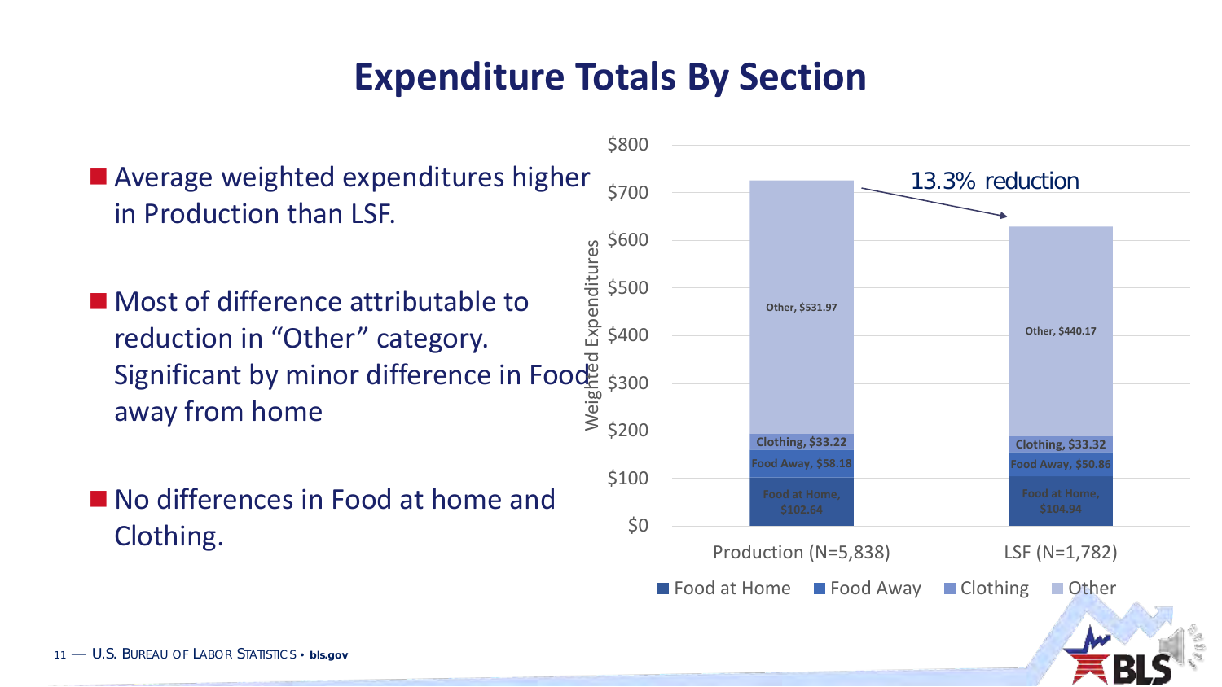# Expenditure Totals By Section

- Average weighted expenditures higher in Production than LSF.
- Most of difference attributable to reduction in "Other" category. Significant by minor difference in Food away from home
- No differences in Food at home and Clothing.

| Weighted Expenditures | Production (N=5,838) | LSF (N=1,782) |
|---|---|---|
| Food at Home | $102.64 | $104.94 |
| Food Away | $58.18 | $50.86 |
| Clothing | $33.22 | $33.32 |
| Other | $531.97 | $440.17 |

13.3% reduction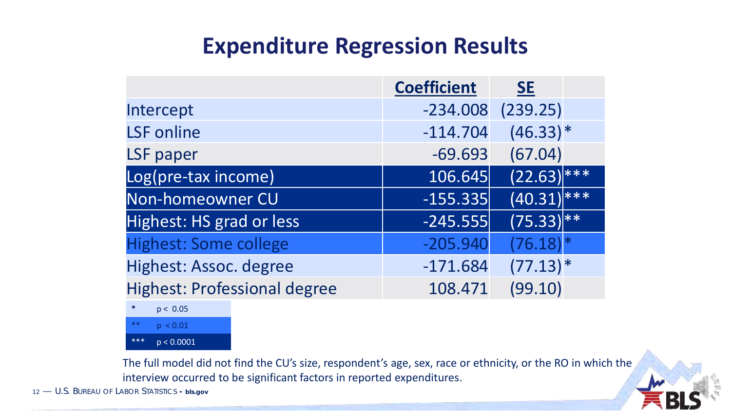# Expenditure Regression Results

| | Coefficient | SE | |
|---|---|---|---|
| Intercept | -234.008 | (239.25) | |
| LSF online | -114.704 | (46.33) | * |
| LSF paper | -69.693 | (67.04) | |
| Log(pre-tax income) | 106.645 | (22.63) | *** |
| Non-homeowner CU | -155.335 | (40.31) | *** |
| Highest: HS grad or less | -245.555 | (75.33) | ** |
| Highest: Some college | -205.940 | (76.18) | * |
| Highest: Assoc. degree | -171.684 | (77.13) | * |
| Highest: Professional degree | 108.471 | (99.10) | |

| | |
|---|---|
| * | $p < 0.05$ |
| ** | $p < 0.01$ |
| *** | $p < 0.0001$ |

The full model did not find the CU's size, respondent's age, sex, race or ethnicity, or the RO in which the interview occurred to be significant factors in reported expenditures.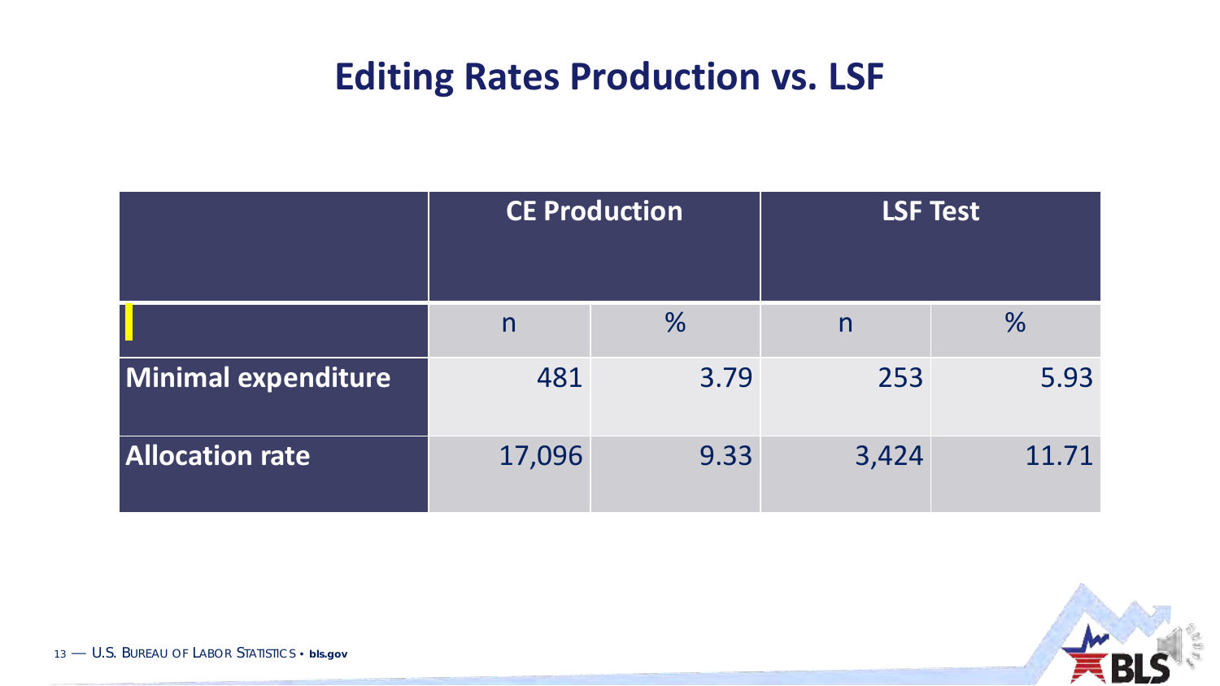# Editing Rates Production vs. LSF

| | CE Production | | LSF Test | |
|---|---|---|---|---|
| | n | % | n | % |
| **Minimal expenditure** | 481 | 3.79 | 253 | 5.93 |
| **Allocation rate** | 17,096 | 9.33 | 3,424 | 11.71 |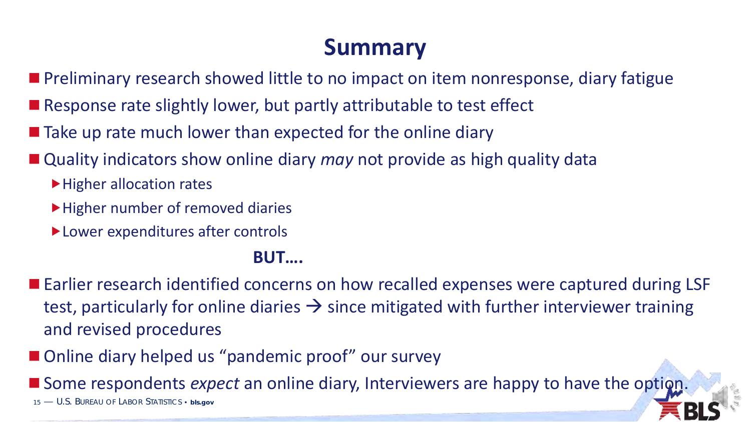# Summary

- Preliminary research showed little to no impact on item nonresponse, diary fatigue
- Response rate slightly lower, but partly attributable to test effect
- Take up rate much lower than expected for the online diary
- Quality indicators show online diary *may* not provide as high quality data
  - Higher allocation rates
  - Higher number of removed diaries
  - Lower expenditures after controls

**BUT….**

- Earlier research identified concerns on how recalled expenses were captured during LSF test, particularly for online diaries → since mitigated with further interviewer training and revised procedures
- Online diary helped us "pandemic proof" our survey
- Some respondents *expect* an online diary, Interviewers are happy to have the option.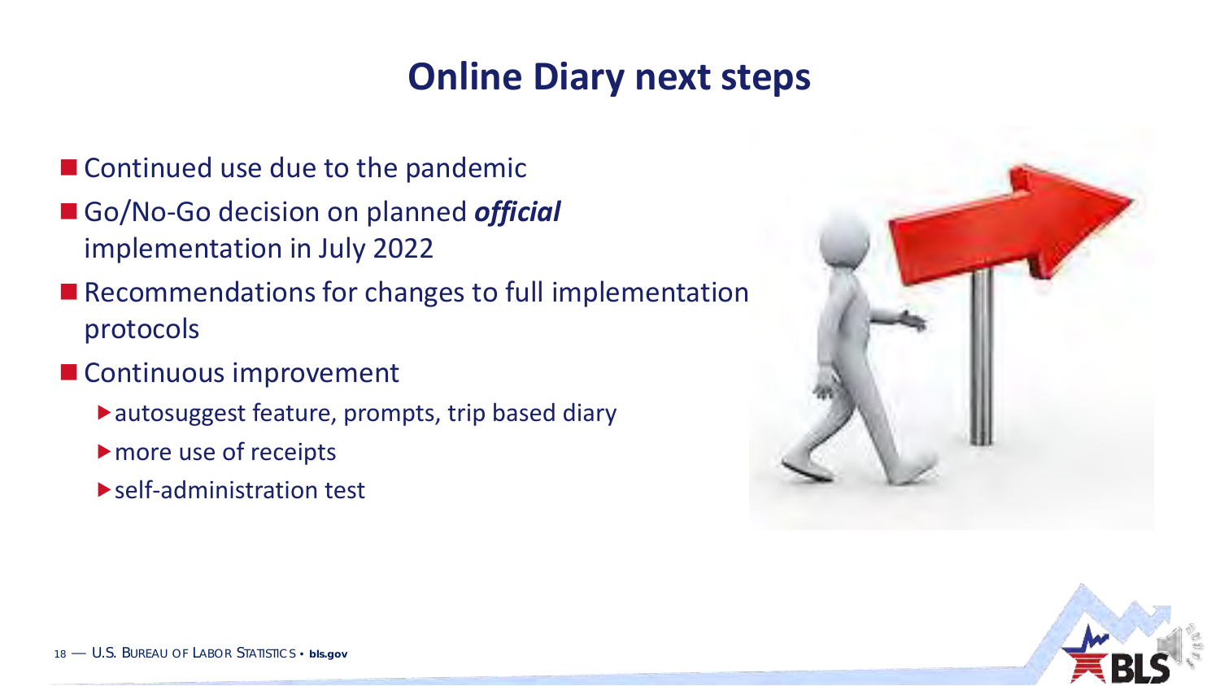# Online Diary next steps

- Continued use due to the pandemic
- Go/No-Go decision on planned ***official*** implementation in July 2022
- Recommendations for changes to full implementation protocols
- Continuous improvement
  - autosuggest feature, prompts, trip based diary
  - more use of receipts
  - self-administration test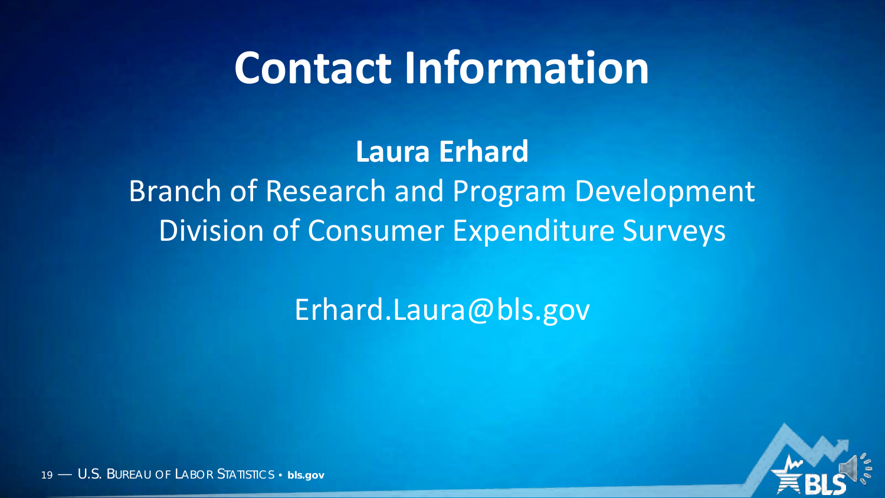# Contact Information

**Laura Erhard**

Branch of Research and Program Development

Division of Consumer Expenditure Surveys

Erhard.Laura@bls.gov